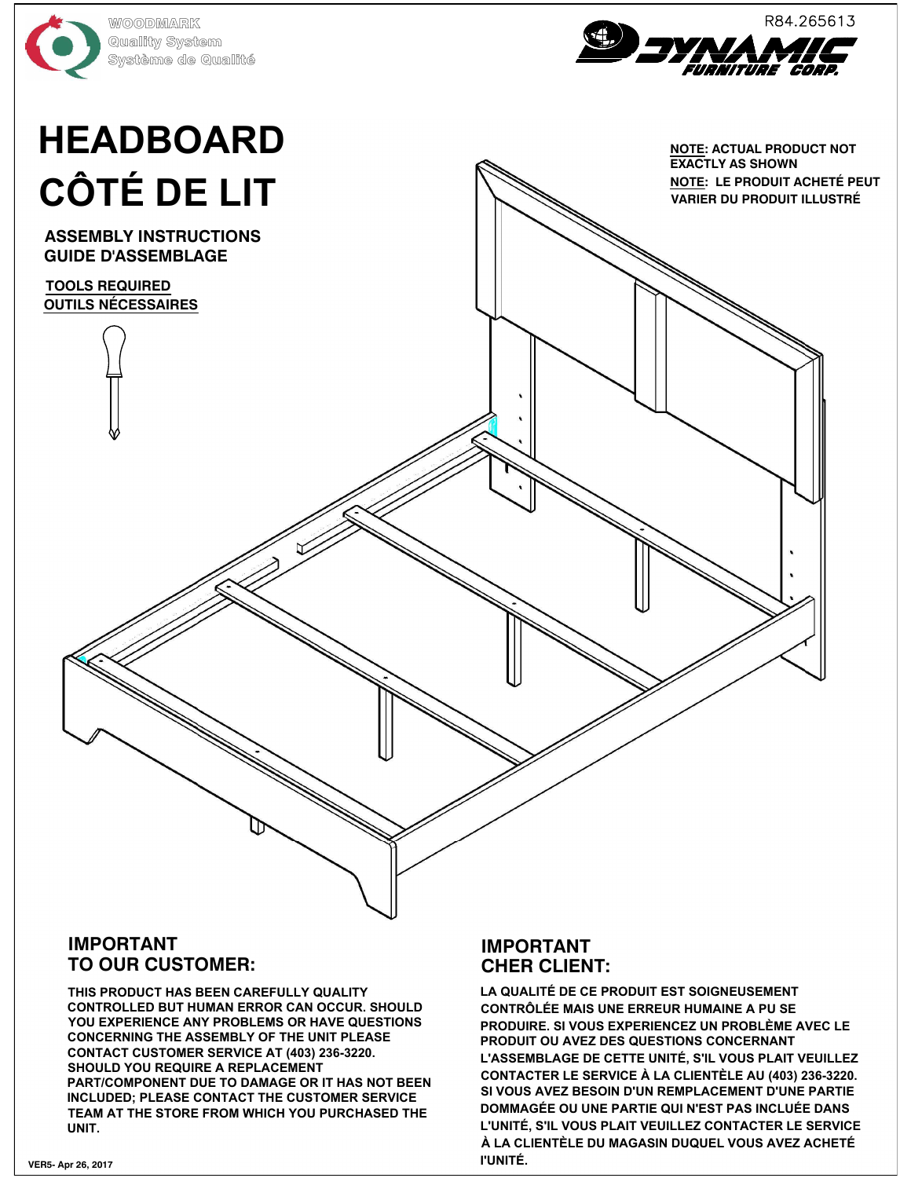WOODMARK
Quality System
Système de Qualité

R84.265613

DYNAMIC FURNITURE CORP.

# HEADBOARD
# CÔTÉ DE LIT

**NOTE: ACTUAL PRODUCT NOT EXACTLY AS SHOWN**

**NOTE: LE PRODUIT ACHETÉ PEUT VARIER DU PRODUIT ILLUSTRÉ**

## ASSEMBLY INSTRUCTIONS
## GUIDE D'ASSEMBLAGE

**TOOLS REQUIRED**
**OUTILS NÉCESSAIRES**

## IMPORTANT
## TO OUR CUSTOMER:

**THIS PRODUCT HAS BEEN CAREFULLY QUALITY CONTROLLED BUT HUMAN ERROR CAN OCCUR. SHOULD YOU EXPERIENCE ANY PROBLEMS OR HAVE QUESTIONS CONCERNING THE ASSEMBLY OF THE UNIT PLEASE CONTACT CUSTOMER SERVICE AT (403) 236-3220. SHOULD YOU REQUIRE A REPLACEMENT PART/COMPONENT DUE TO DAMAGE OR IT HAS NOT BEEN INCLUDED; PLEASE CONTACT THE CUSTOMER SERVICE TEAM AT THE STORE FROM WHICH YOU PURCHASED THE UNIT.**

## IMPORTANT
## CHER CLIENT:

**LA QUALITÉ DE CE PRODUIT EST SOIGNEUSEMENT CONTRÔLÉE MAIS UNE ERREUR HUMAINE A PU SE PRODUIRE. SI VOUS EXPERIENCEZ UN PROBLÈME AVEC LE PRODUIT OU AVEZ DES QUESTIONS CONCERNANT L'ASSEMBLAGE DE CETTE UNITÉ, S'IL VOUS PLAIT VEUILLEZ CONTACTER LE SERVICE À LA CLIENTÈLE AU (403) 236-3220. SI VOUS AVEZ BESOIN D'UN REMPLACEMENT D'UNE PARTIE DOMMAGÉE OU UNE PARTIE QUI N'EST PAS INCLUÉE DANS L'UNITÉ, S'IL VOUS PLAIT VEUILLEZ CONTACTER LE SERVICE À LA CLIENTÈLE DU MAGASIN DUQUEL VOUS AVEZ ACHETÉ l'UNITÉ.**

VER5- Apr 26, 2017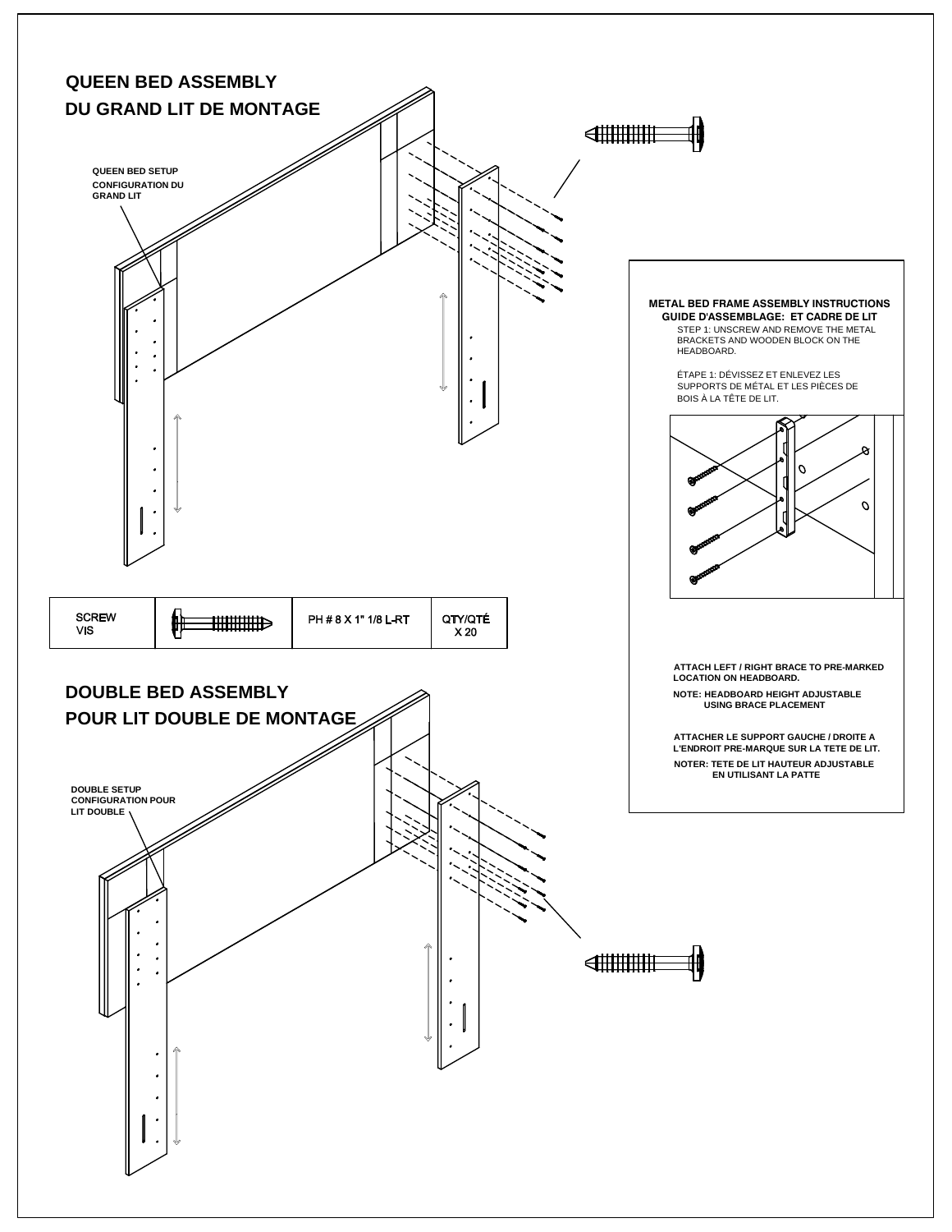# QUEEN BED ASSEMBLY
# DU GRAND LIT DE MONTAGE

**QUEEN BED SETUP**
**CONFIGURATION DU GRAND LIT**

| | | | |
|---|---|---|---|
| SCREW VIS | | PH # 8 X 1" 1/8 L-RT | QTY/QTÉ X 20 |

# DOUBLE BED ASSEMBLY
# POUR LIT DOUBLE DE MONTAGE

**DOUBLE SETUP**
**CONFIGURATION POUR LIT DOUBLE**

**METAL BED FRAME ASSEMBLY INSTRUCTIONS**
**GUIDE D'ASSEMBLAGE: ET CADRE DE LIT**

STEP 1: UNSCREW AND REMOVE THE METAL BRACKETS AND WOODEN BLOCK ON THE HEADBOARD.

ÉTAPE 1: DÉVISSEZ ET ENLEVEZ LES SUPPORTS DE MÉTAL ET LES PIÈCES DE BOIS À LA TÊTE DE LIT.

**ATTACH LEFT / RIGHT BRACE TO PRE-MARKED LOCATION ON HEADBOARD.**

**NOTE: HEADBOARD HEIGHT ADJUSTABLE USING BRACE PLACEMENT**

**ATTACHER LE SUPPORT GAUCHE / DROITE A L'ENDROIT PRE-MARQUE SUR LA TETE DE LIT.**

**NOTER: TETE DE LIT HAUTEUR ADJUSTABLE EN UTILISANT LA PATTE**